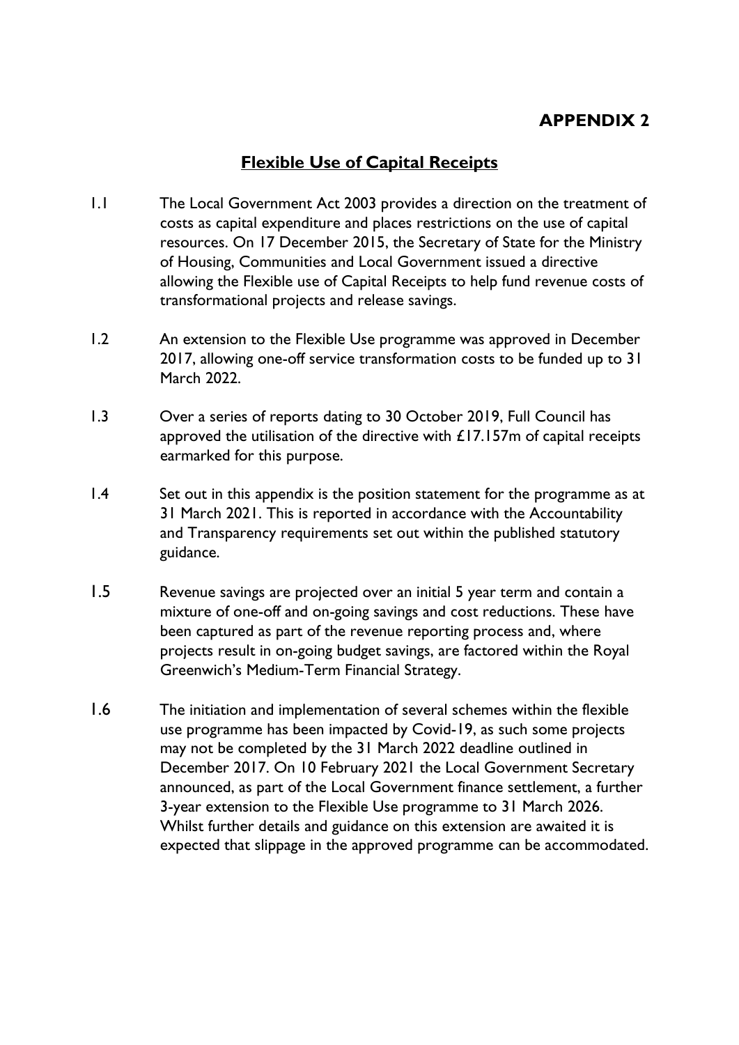**APPENDIX 2**

## Flexible Use of Capital Receipts

1.1 The Local Government Act 2003 provides a direction on the treatment of costs as capital expenditure and places restrictions on the use of capital resources. On 17 December 2015, the Secretary of State for the Ministry of Housing, Communities and Local Government issued a directive allowing the Flexible use of Capital Receipts to help fund revenue costs of transformational projects and release savings.

1.2 An extension to the Flexible Use programme was approved in December 2017, allowing one-off service transformation costs to be funded up to 31 March 2022.

1.3 Over a series of reports dating to 30 October 2019, Full Council has approved the utilisation of the directive with £17.157m of capital receipts earmarked for this purpose.

1.4 Set out in this appendix is the position statement for the programme as at 31 March 2021. This is reported in accordance with the Accountability and Transparency requirements set out within the published statutory guidance.

1.5 Revenue savings are projected over an initial 5 year term and contain a mixture of one-off and on-going savings and cost reductions. These have been captured as part of the revenue reporting process and, where projects result in on-going budget savings, are factored within the Royal Greenwich's Medium-Term Financial Strategy.

1.6 The initiation and implementation of several schemes within the flexible use programme has been impacted by Covid-19, as such some projects may not be completed by the 31 March 2022 deadline outlined in December 2017. On 10 February 2021 the Local Government Secretary announced, as part of the Local Government finance settlement, a further 3-year extension to the Flexible Use programme to 31 March 2026. Whilst further details and guidance on this extension are awaited it is expected that slippage in the approved programme can be accommodated.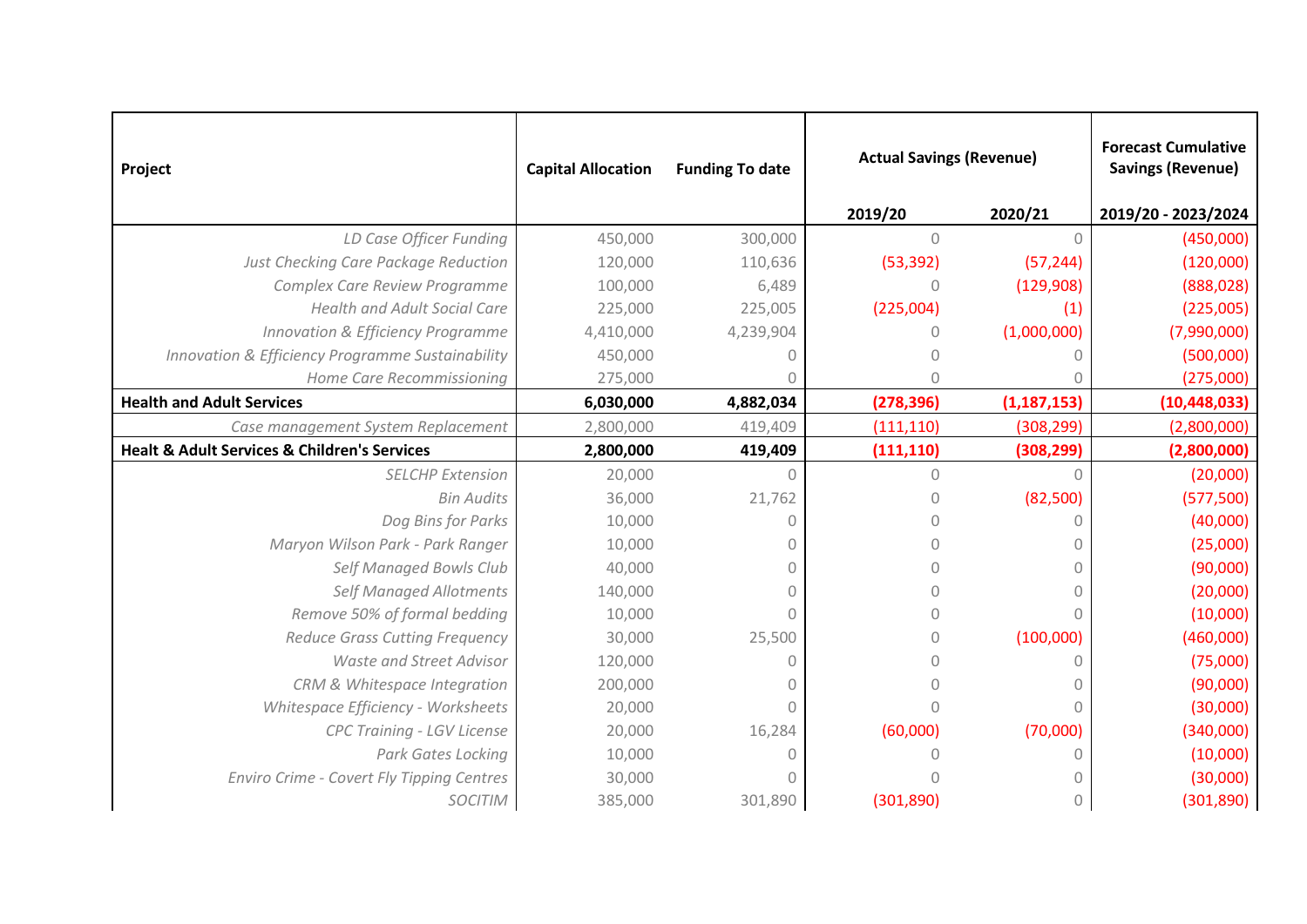| Project | Capital Allocation | Funding To date | Actual Savings (Revenue) | | Forecast Cumulative Savings (Revenue) |
|---|---|---|---|---|---|
| | | | 2019/20 | 2020/21 | 2019/20 - 2023/2024 |
| *LD Case Officer Funding* | 450,000 | 300,000 | 0 | 0 | (450,000) |
| *Just Checking Care Package Reduction* | 120,000 | 110,636 | (53,392) | (57,244) | (120,000) |
| *Complex Care Review Programme* | 100,000 | 6,489 | 0 | (129,908) | (888,028) |
| *Health and Adult Social Care* | 225,000 | 225,005 | (225,004) | (1) | (225,005) |
| *Innovation & Efficiency Programme* | 4,410,000 | 4,239,904 | 0 | (1,000,000) | (7,990,000) |
| *Innovation & Efficiency Programme Sustainability* | 450,000 | 0 | 0 | 0 | (500,000) |
| *Home Care Recommissioning* | 275,000 | 0 | 0 | 0 | (275,000) |
| **Health and Adult Services** | **6,030,000** | **4,882,034** | **(278,396)** | **(1,187,153)** | **(10,448,033)** |
| *Case management System Replacement* | 2,800,000 | 419,409 | (111,110) | (308,299) | (2,800,000) |
| **Healt & Adult Services & Children's Services** | **2,800,000** | **419,409** | **(111,110)** | **(308,299)** | **(2,800,000)** |
| *SELCHP Extension* | 20,000 | 0 | 0 | 0 | (20,000) |
| *Bin Audits* | 36,000 | 21,762 | 0 | (82,500) | (577,500) |
| *Dog Bins for Parks* | 10,000 | 0 | 0 | 0 | (40,000) |
| *Maryon Wilson Park - Park Ranger* | 10,000 | 0 | 0 | 0 | (25,000) |
| *Self Managed Bowls Club* | 40,000 | 0 | 0 | 0 | (90,000) |
| *Self Managed Allotments* | 140,000 | 0 | 0 | 0 | (20,000) |
| *Remove 50% of formal bedding* | 10,000 | 0 | 0 | 0 | (10,000) |
| *Reduce Grass Cutting Frequency* | 30,000 | 25,500 | 0 | (100,000) | (460,000) |
| *Waste and Street Advisor* | 120,000 | 0 | 0 | 0 | (75,000) |
| *CRM & Whitespace Integration* | 200,000 | 0 | 0 | 0 | (90,000) |
| *Whitespace Efficiency - Worksheets* | 20,000 | 0 | 0 | 0 | (30,000) |
| *CPC Training - LGV License* | 20,000 | 16,284 | (60,000) | (70,000) | (340,000) |
| *Park Gates Locking* | 10,000 | 0 | 0 | 0 | (10,000) |
| *Enviro Crime - Covert Fly Tipping Centres* | 30,000 | 0 | 0 | 0 | (30,000) |
| *SOCITIM* | 385,000 | 301,890 | (301,890) | 0 | (301,890) |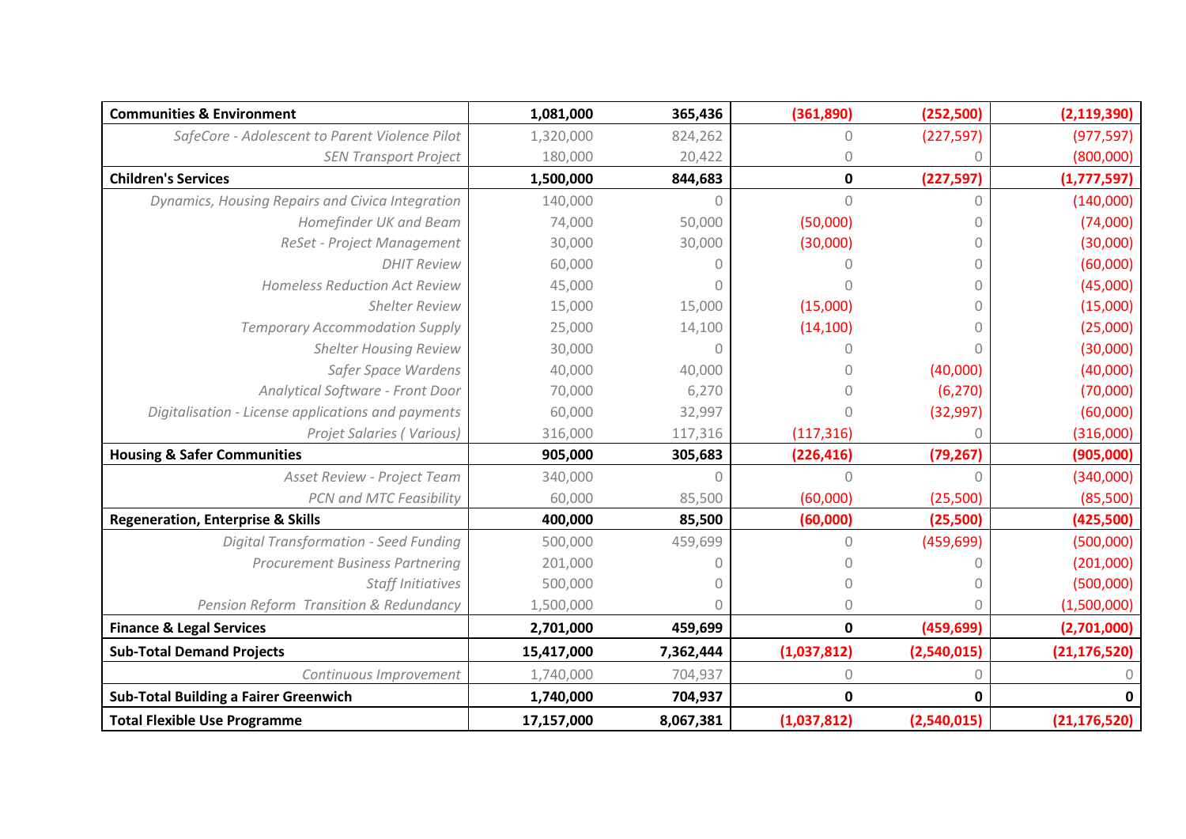| | | | | | |
|---|---|---|---|---|---|
| **Communities & Environment** | **1,081,000** | **365,436** | **(361,890)** | **(252,500)** | **(2,119,390)** |
| *SafeCore - Adolescent to Parent Violence Pilot* | 1,320,000 | 824,262 | 0 | (227,597) | (977,597) |
| *SEN Transport Project* | 180,000 | 20,422 | 0 | 0 | (800,000) |
| **Children's Services** | **1,500,000** | **844,683** | **0** | **(227,597)** | **(1,777,597)** |
| *Dynamics, Housing Repairs and Civica Integration* | 140,000 | 0 | 0 | 0 | (140,000) |
| *Homefinder UK and Beam* | 74,000 | 50,000 | (50,000) | 0 | (74,000) |
| *ReSet - Project Management* | 30,000 | 30,000 | (30,000) | 0 | (30,000) |
| *DHIT Review* | 60,000 | 0 | 0 | 0 | (60,000) |
| *Homeless Reduction Act Review* | 45,000 | 0 | 0 | 0 | (45,000) |
| *Shelter Review* | 15,000 | 15,000 | (15,000) | 0 | (15,000) |
| *Temporary Accommodation Supply* | 25,000 | 14,100 | (14,100) | 0 | (25,000) |
| *Shelter Housing Review* | 30,000 | 0 | 0 | 0 | (30,000) |
| *Safer Space Wardens* | 40,000 | 40,000 | 0 | (40,000) | (40,000) |
| *Analytical Software - Front Door* | 70,000 | 6,270 | 0 | (6,270) | (70,000) |
| *Digitalisation - License applications and payments* | 60,000 | 32,997 | 0 | (32,997) | (60,000) |
| *Projet Salaries ( Various)* | 316,000 | 117,316 | (117,316) | 0 | (316,000) |
| **Housing & Safer Communities** | **905,000** | **305,683** | **(226,416)** | **(79,267)** | **(905,000)** |
| *Asset Review - Project Team* | 340,000 | 0 | 0 | 0 | (340,000) |
| *PCN and MTC Feasibility* | 60,000 | 85,500 | (60,000) | (25,500) | (85,500) |
| **Regeneration, Enterprise & Skills** | **400,000** | **85,500** | **(60,000)** | **(25,500)** | **(425,500)** |
| *Digital Transformation - Seed Funding* | 500,000 | 459,699 | 0 | (459,699) | (500,000) |
| *Procurement Business Partnering* | 201,000 | 0 | 0 | 0 | (201,000) |
| *Staff Initiatives* | 500,000 | 0 | 0 | 0 | (500,000) |
| *Pension Reform Transition & Redundancy* | 1,500,000 | 0 | 0 | 0 | (1,500,000) |
| **Finance & Legal Services** | **2,701,000** | **459,699** | **0** | **(459,699)** | **(2,701,000)** |
| **Sub-Total Demand Projects** | **15,417,000** | **7,362,444** | **(1,037,812)** | **(2,540,015)** | **(21,176,520)** |
| *Continuous Improvement* | 1,740,000 | 704,937 | 0 | 0 | 0 |
| **Sub-Total Building a Fairer Greenwich** | **1,740,000** | **704,937** | **0** | **0** | **0** |
| **Total Flexible Use Programme** | **17,157,000** | **8,067,381** | **(1,037,812)** | **(2,540,015)** | **(21,176,520)** |